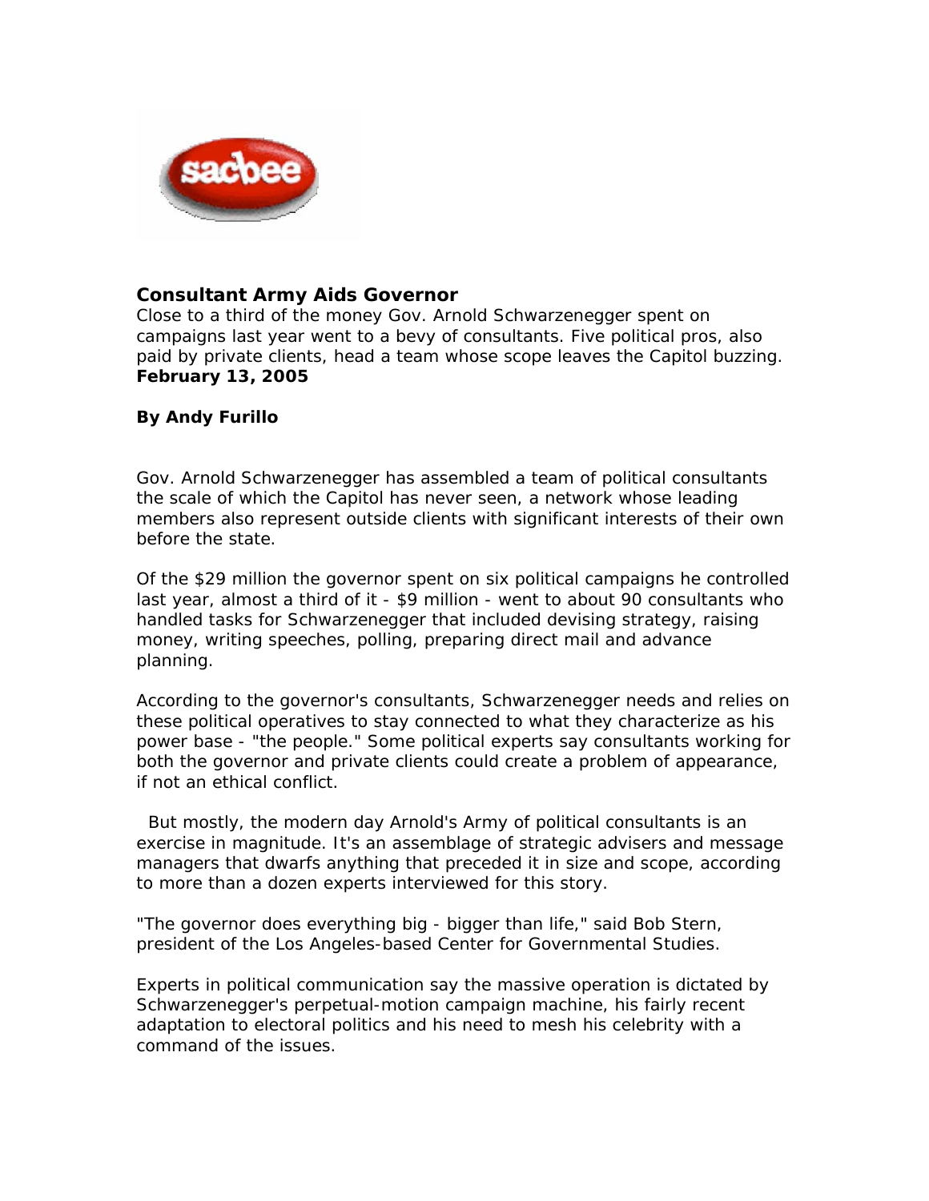sacbee

## Consultant Army Aids Governor

Close to a third of the money Gov. Arnold Schwarzenegger spent on campaigns last year went to a bevy of consultants. Five political pros, also paid by private clients, head a team whose scope leaves the Capitol buzzing.
**February 13, 2005**

**By Andy Furillo**

Gov. Arnold Schwarzenegger has assembled a team of political consultants the scale of which the Capitol has never seen, a network whose leading members also represent outside clients with significant interests of their own before the state.

Of the $29 million the governor spent on six political campaigns he controlled last year, almost a third of it - $9 million - went to about 90 consultants who handled tasks for Schwarzenegger that included devising strategy, raising money, writing speeches, polling, preparing direct mail and advance planning.

According to the governor's consultants, Schwarzenegger needs and relies on these political operatives to stay connected to what they characterize as his power base - "the people." Some political experts say consultants working for both the governor and private clients could create a problem of appearance, if not an ethical conflict.

But mostly, the modern day Arnold's Army of political consultants is an exercise in magnitude. It's an assemblage of strategic advisers and message managers that dwarfs anything that preceded it in size and scope, according to more than a dozen experts interviewed for this story.

"The governor does everything big - bigger than life," said Bob Stern, president of the Los Angeles-based Center for Governmental Studies.

Experts in political communication say the massive operation is dictated by Schwarzenegger's perpetual-motion campaign machine, his fairly recent adaptation to electoral politics and his need to mesh his celebrity with a command of the issues.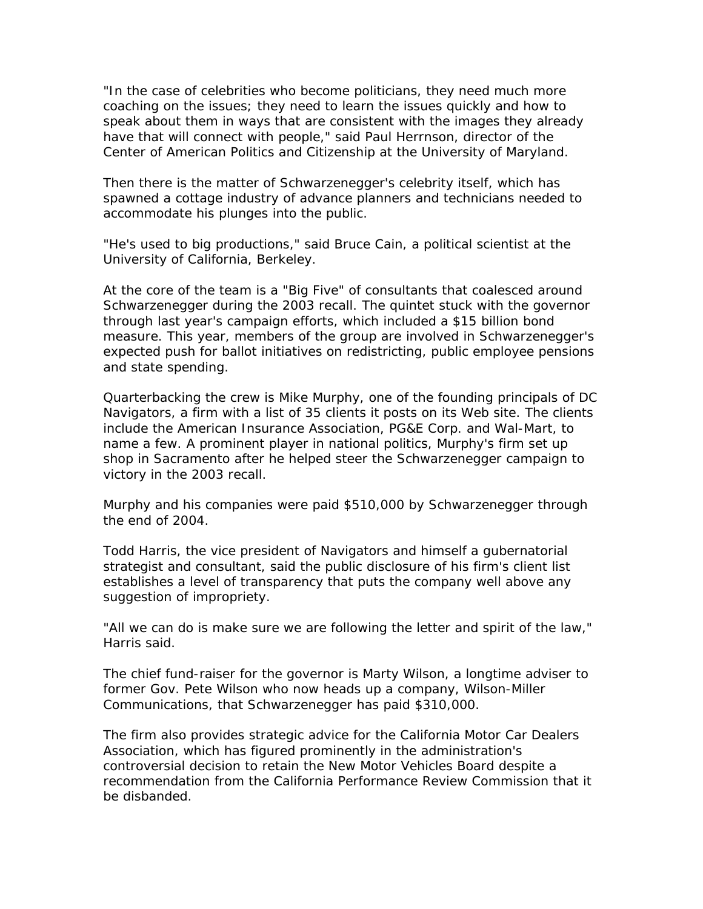"In the case of celebrities who become politicians, they need much more coaching on the issues; they need to learn the issues quickly and how to speak about them in ways that are consistent with the images they already have that will connect with people," said Paul Herrnson, director of the Center of American Politics and Citizenship at the University of Maryland.

Then there is the matter of Schwarzenegger's celebrity itself, which has spawned a cottage industry of advance planners and technicians needed to accommodate his plunges into the public.

"He's used to big productions," said Bruce Cain, a political scientist at the University of California, Berkeley.

At the core of the team is a "Big Five" of consultants that coalesced around Schwarzenegger during the 2003 recall. The quintet stuck with the governor through last year's campaign efforts, which included a $15 billion bond measure. This year, members of the group are involved in Schwarzenegger's expected push for ballot initiatives on redistricting, public employee pensions and state spending.

Quarterbacking the crew is Mike Murphy, one of the founding principals of DC Navigators, a firm with a list of 35 clients it posts on its Web site. The clients include the American Insurance Association, PG&E Corp. and Wal-Mart, to name a few. A prominent player in national politics, Murphy's firm set up shop in Sacramento after he helped steer the Schwarzenegger campaign to victory in the 2003 recall.

Murphy and his companies were paid $510,000 by Schwarzenegger through the end of 2004.

Todd Harris, the vice president of Navigators and himself a gubernatorial strategist and consultant, said the public disclosure of his firm's client list establishes a level of transparency that puts the company well above any suggestion of impropriety.

"All we can do is make sure we are following the letter and spirit of the law," Harris said.

The chief fund-raiser for the governor is Marty Wilson, a longtime adviser to former Gov. Pete Wilson who now heads up a company, Wilson-Miller Communications, that Schwarzenegger has paid $310,000.

The firm also provides strategic advice for the California Motor Car Dealers Association, which has figured prominently in the administration's controversial decision to retain the New Motor Vehicles Board despite a recommendation from the California Performance Review Commission that it be disbanded.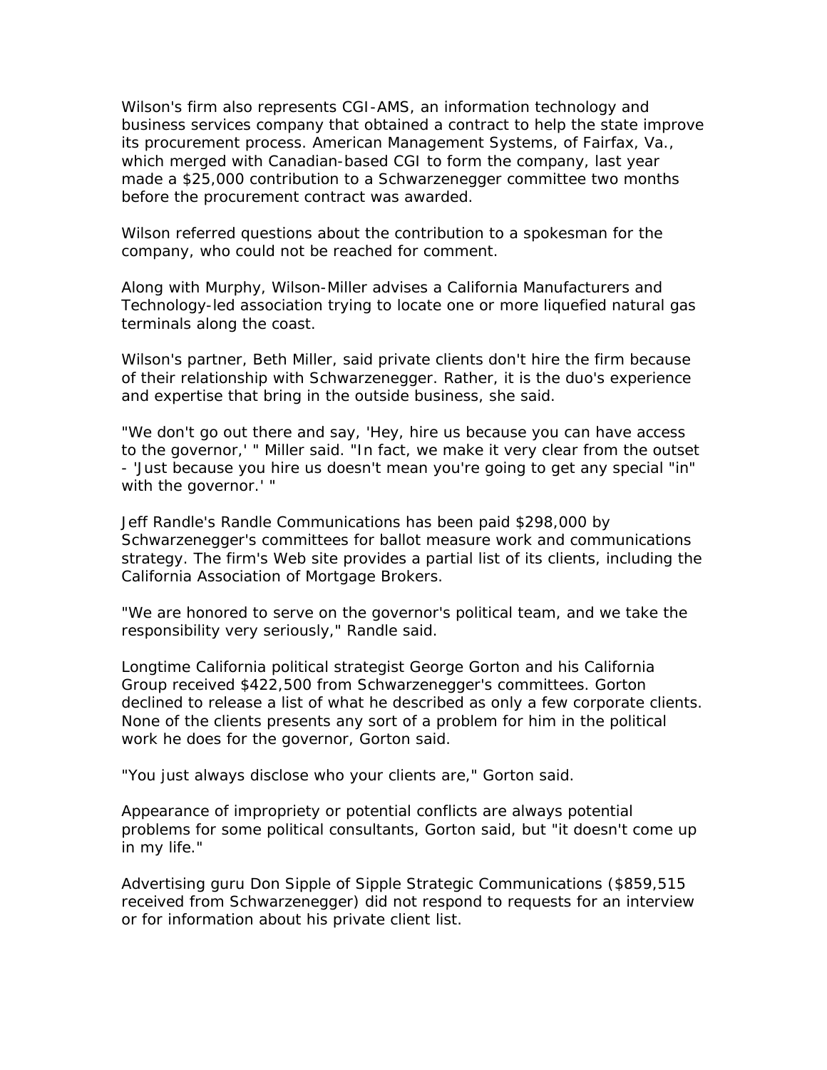Wilson's firm also represents CGI-AMS, an information technology and business services company that obtained a contract to help the state improve its procurement process. American Management Systems, of Fairfax, Va., which merged with Canadian-based CGI to form the company, last year made a $25,000 contribution to a Schwarzenegger committee two months before the procurement contract was awarded.

Wilson referred questions about the contribution to a spokesman for the company, who could not be reached for comment.

Along with Murphy, Wilson-Miller advises a California Manufacturers and Technology-led association trying to locate one or more liquefied natural gas terminals along the coast.

Wilson's partner, Beth Miller, said private clients don't hire the firm because of their relationship with Schwarzenegger. Rather, it is the duo's experience and expertise that bring in the outside business, she said.

"We don't go out there and say, 'Hey, hire us because you can have access to the governor,' " Miller said. "In fact, we make it very clear from the outset - 'Just because you hire us doesn't mean you're going to get any special "in" with the governor.' "

Jeff Randle's Randle Communications has been paid $298,000 by Schwarzenegger's committees for ballot measure work and communications strategy. The firm's Web site provides a partial list of its clients, including the California Association of Mortgage Brokers.

"We are honored to serve on the governor's political team, and we take the responsibility very seriously," Randle said.

Longtime California political strategist George Gorton and his California Group received $422,500 from Schwarzenegger's committees. Gorton declined to release a list of what he described as only a few corporate clients. None of the clients presents any sort of a problem for him in the political work he does for the governor, Gorton said.

"You just always disclose who your clients are," Gorton said.

Appearance of impropriety or potential conflicts are always potential problems for some political consultants, Gorton said, but "it doesn't come up in my life."

Advertising guru Don Sipple of Sipple Strategic Communications ($859,515 received from Schwarzenegger) did not respond to requests for an interview or for information about his private client list.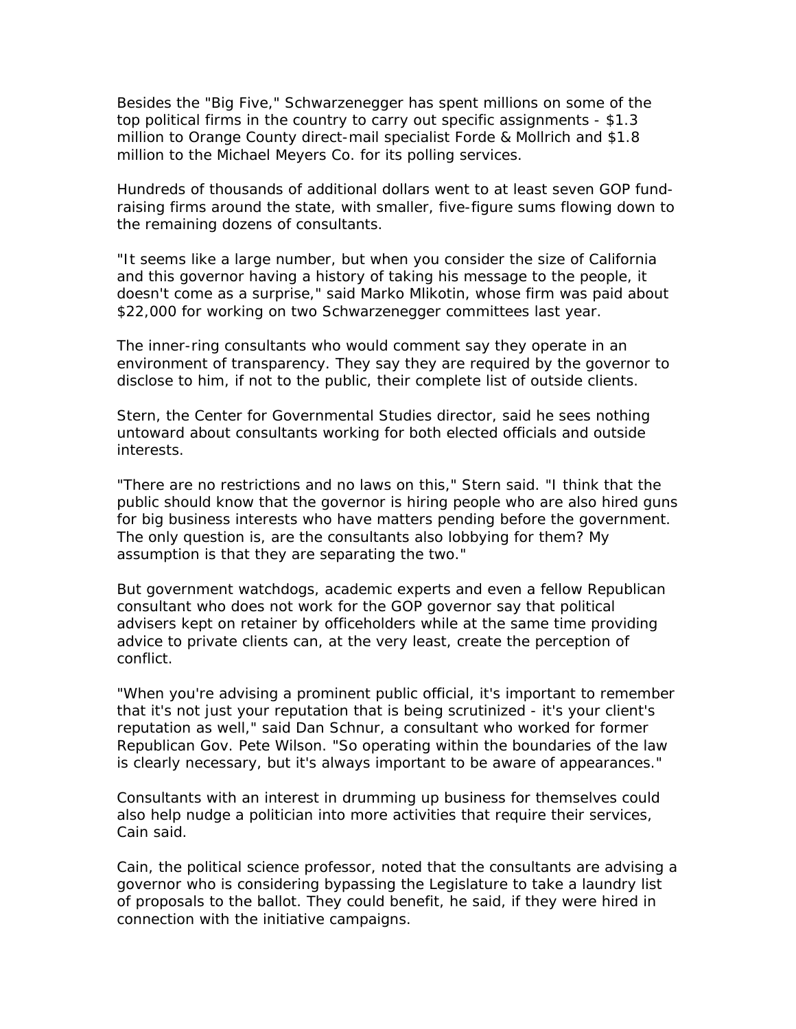Besides the "Big Five," Schwarzenegger has spent millions on some of the top political firms in the country to carry out specific assignments - $1.3 million to Orange County direct-mail specialist Forde & Mollrich and $1.8 million to the Michael Meyers Co. for its polling services.

Hundreds of thousands of additional dollars went to at least seven GOP fund-raising firms around the state, with smaller, five-figure sums flowing down to the remaining dozens of consultants.

"It seems like a large number, but when you consider the size of California and this governor having a history of taking his message to the people, it doesn't come as a surprise," said Marko Mlikotin, whose firm was paid about $22,000 for working on two Schwarzenegger committees last year.

The inner-ring consultants who would comment say they operate in an environment of transparency. They say they are required by the governor to disclose to him, if not to the public, their complete list of outside clients.

Stern, the Center for Governmental Studies director, said he sees nothing untoward about consultants working for both elected officials and outside interests.

"There are no restrictions and no laws on this," Stern said. "I think that the public should know that the governor is hiring people who are also hired guns for big business interests who have matters pending before the government. The only question is, are the consultants also lobbying for them? My assumption is that they are separating the two."

But government watchdogs, academic experts and even a fellow Republican consultant who does not work for the GOP governor say that political advisers kept on retainer by officeholders while at the same time providing advice to private clients can, at the very least, create the perception of conflict.

"When you're advising a prominent public official, it's important to remember that it's not just your reputation that is being scrutinized - it's your client's reputation as well," said Dan Schnur, a consultant who worked for former Republican Gov. Pete Wilson. "So operating within the boundaries of the law is clearly necessary, but it's always important to be aware of appearances."

Consultants with an interest in drumming up business for themselves could also help nudge a politician into more activities that require their services, Cain said.

Cain, the political science professor, noted that the consultants are advising a governor who is considering bypassing the Legislature to take a laundry list of proposals to the ballot. They could benefit, he said, if they were hired in connection with the initiative campaigns.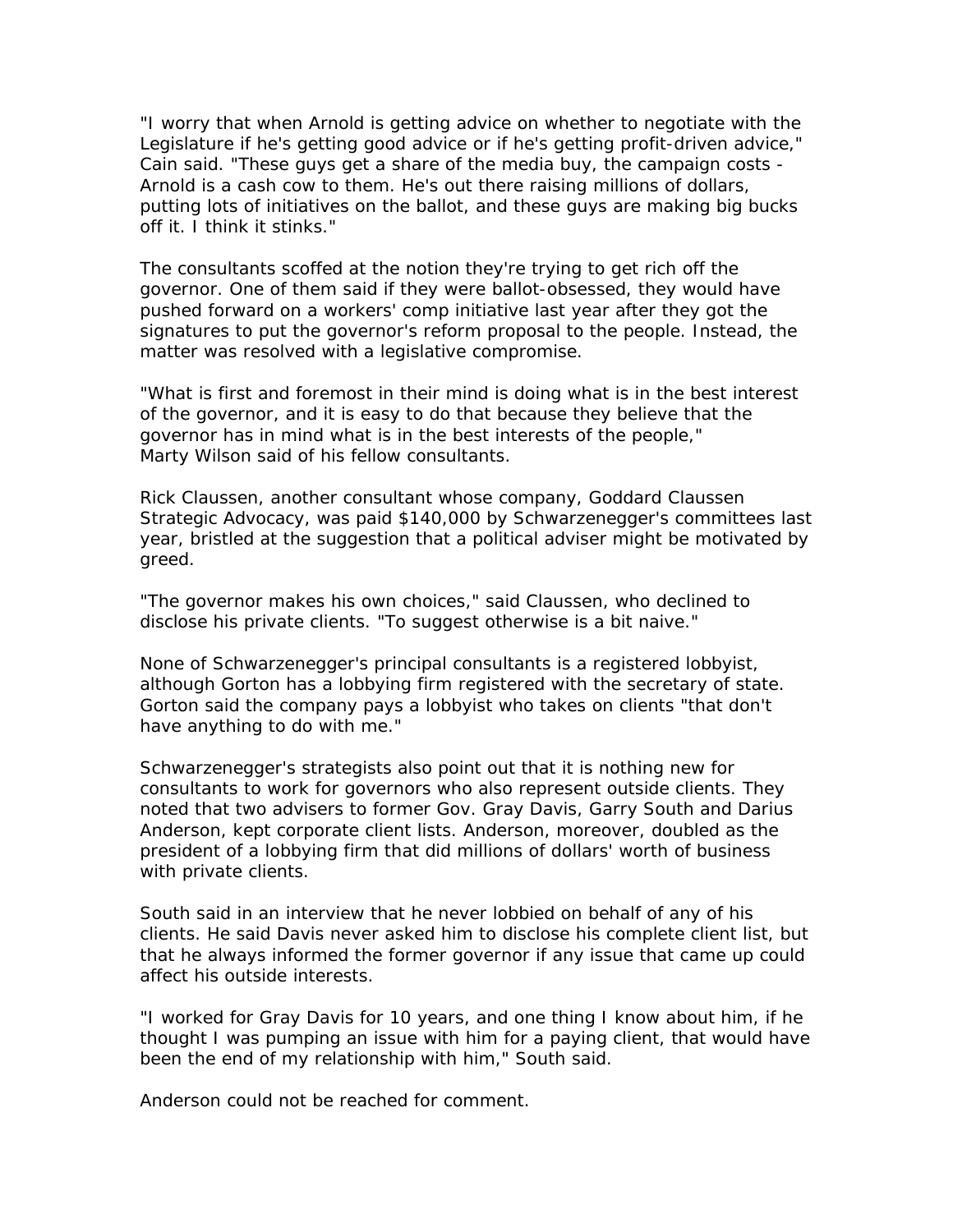"I worry that when Arnold is getting advice on whether to negotiate with the Legislature if he's getting good advice or if he's getting profit-driven advice," Cain said. "These guys get a share of the media buy, the campaign costs - Arnold is a cash cow to them. He's out there raising millions of dollars, putting lots of initiatives on the ballot, and these guys are making big bucks off it. I think it stinks."

The consultants scoffed at the notion they're trying to get rich off the governor. One of them said if they were ballot-obsessed, they would have pushed forward on a workers' comp initiative last year after they got the signatures to put the governor's reform proposal to the people. Instead, the matter was resolved with a legislative compromise.

"What is first and foremost in their mind is doing what is in the best interest of the governor, and it is easy to do that because they believe that the governor has in mind what is in the best interests of the people," Marty Wilson said of his fellow consultants.

Rick Claussen, another consultant whose company, Goddard Claussen Strategic Advocacy, was paid $140,000 by Schwarzenegger's committees last year, bristled at the suggestion that a political adviser might be motivated by greed.

"The governor makes his own choices," said Claussen, who declined to disclose his private clients. "To suggest otherwise is a bit naive."

None of Schwarzenegger's principal consultants is a registered lobbyist, although Gorton has a lobbying firm registered with the secretary of state. Gorton said the company pays a lobbyist who takes on clients "that don't have anything to do with me."

Schwarzenegger's strategists also point out that it is nothing new for consultants to work for governors who also represent outside clients. They noted that two advisers to former Gov. Gray Davis, Garry South and Darius Anderson, kept corporate client lists. Anderson, moreover, doubled as the president of a lobbying firm that did millions of dollars' worth of business with private clients.

South said in an interview that he never lobbied on behalf of any of his clients. He said Davis never asked him to disclose his complete client list, but that he always informed the former governor if any issue that came up could affect his outside interests.

"I worked for Gray Davis for 10 years, and one thing I know about him, if he thought I was pumping an issue with him for a paying client, that would have been the end of my relationship with him," South said.

Anderson could not be reached for comment.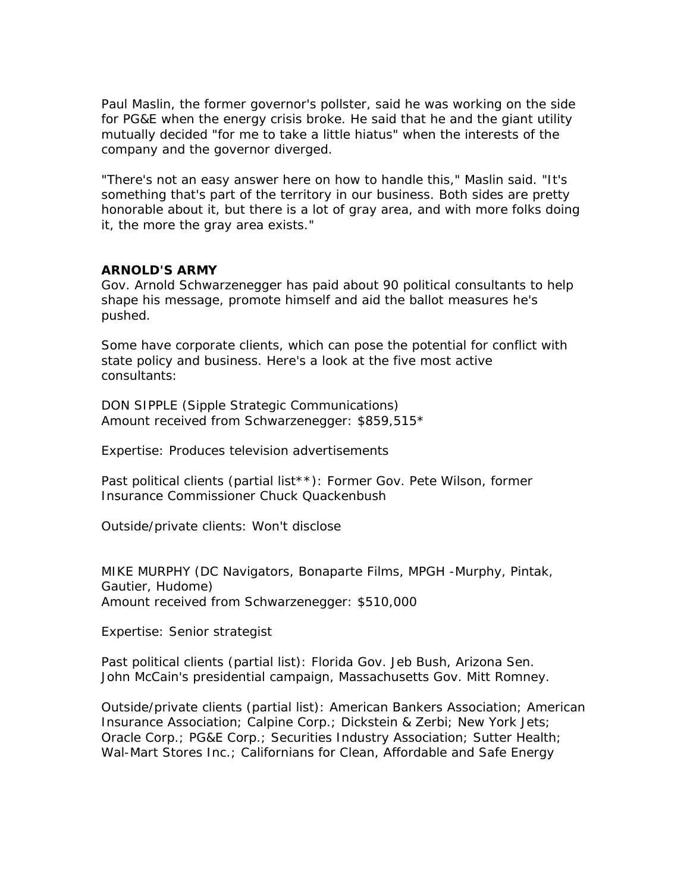Paul Maslin, the former governor's pollster, said he was working on the side for PG&E when the energy crisis broke. He said that he and the giant utility mutually decided "for me to take a little hiatus" when the interests of the company and the governor diverged.

"There's not an easy answer here on how to handle this," Maslin said. "It's something that's part of the territory in our business. Both sides are pretty honorable about it, but there is a lot of gray area, and with more folks doing it, the more the gray area exists."

**ARNOLD'S ARMY**

Gov. Arnold Schwarzenegger has paid about 90 political consultants to help shape his message, promote himself and aid the ballot measures he's pushed.

Some have corporate clients, which can pose the potential for conflict with state policy and business. Here's a look at the five most active consultants:

DON SIPPLE (Sipple Strategic Communications)
Amount received from Schwarzenegger: $859,515*

Expertise: Produces television advertisements

Past political clients (partial list**): Former Gov. Pete Wilson, former Insurance Commissioner Chuck Quackenbush

Outside/private clients: Won't disclose

MIKE MURPHY (DC Navigators, Bonaparte Films, MPGH -Murphy, Pintak, Gautier, Hudome)
Amount received from Schwarzenegger: $510,000

Expertise: Senior strategist

Past political clients (partial list): Florida Gov. Jeb Bush, Arizona Sen. John McCain's presidential campaign, Massachusetts Gov. Mitt Romney.

Outside/private clients (partial list): American Bankers Association; American Insurance Association; Calpine Corp.; Dickstein & Zerbi; New York Jets; Oracle Corp.; PG&E Corp.; Securities Industry Association; Sutter Health; Wal-Mart Stores Inc.; Californians for Clean, Affordable and Safe Energy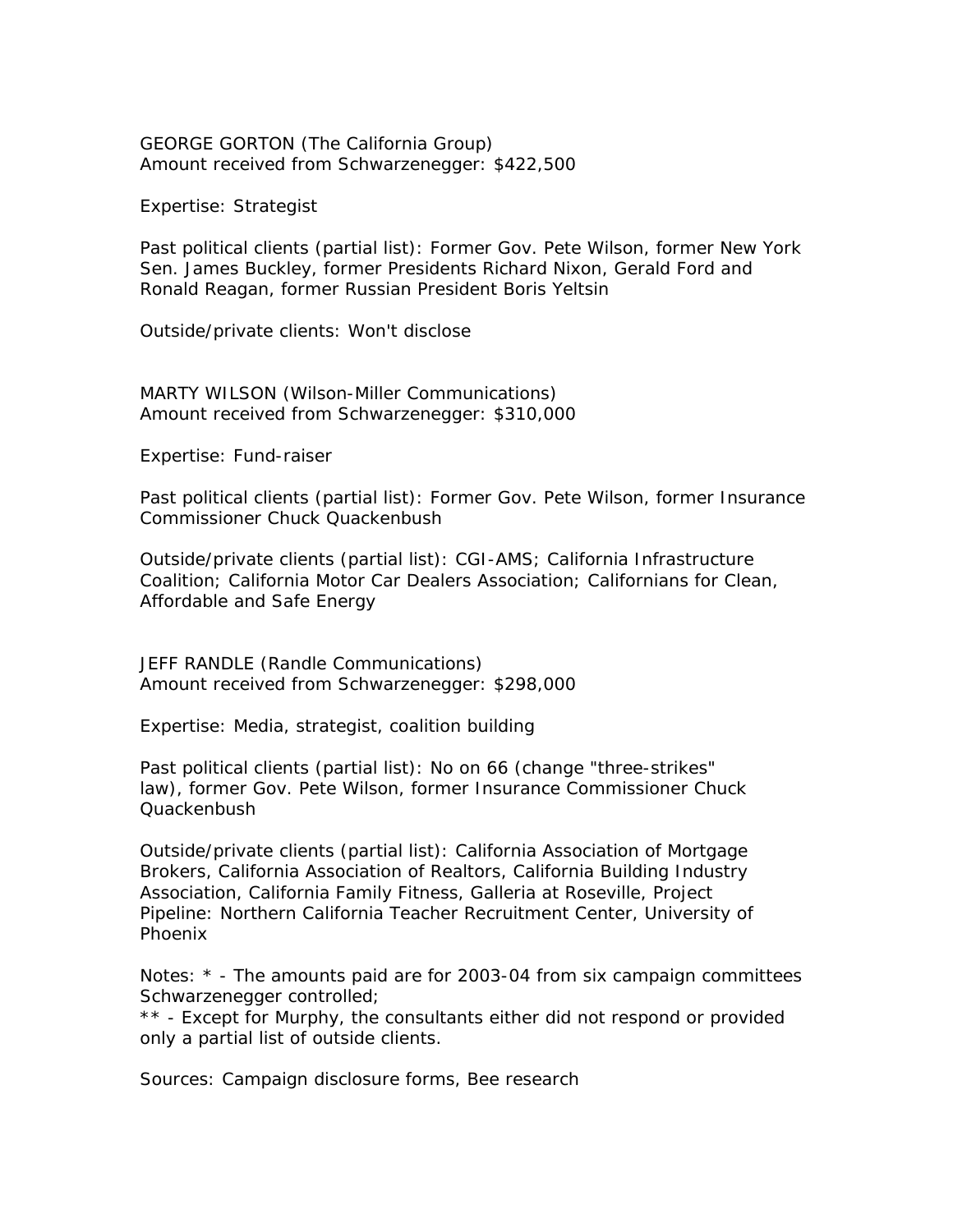GEORGE GORTON (The California Group)
Amount received from Schwarzenegger: $422,500

Expertise: Strategist

Past political clients (partial list): Former Gov. Pete Wilson, former New York Sen. James Buckley, former Presidents Richard Nixon, Gerald Ford and Ronald Reagan, former Russian President Boris Yeltsin

Outside/private clients: Won't disclose

MARTY WILSON (Wilson-Miller Communications)
Amount received from Schwarzenegger: $310,000

Expertise: Fund-raiser

Past political clients (partial list): Former Gov. Pete Wilson, former Insurance Commissioner Chuck Quackenbush

Outside/private clients (partial list): CGI-AMS; California Infrastructure Coalition; California Motor Car Dealers Association; Californians for Clean, Affordable and Safe Energy

JEFF RANDLE (Randle Communications)
Amount received from Schwarzenegger: $298,000

Expertise: Media, strategist, coalition building

Past political clients (partial list): No on 66 (change "three-strikes" law), former Gov. Pete Wilson, former Insurance Commissioner Chuck Quackenbush

Outside/private clients (partial list): California Association of Mortgage Brokers, California Association of Realtors, California Building Industry Association, California Family Fitness, Galleria at Roseville, Project Pipeline: Northern California Teacher Recruitment Center, University of Phoenix

Notes: * - The amounts paid are for 2003-04 from six campaign committees Schwarzenegger controlled;
** - Except for Murphy, the consultants either did not respond or provided only a partial list of outside clients.

Sources: Campaign disclosure forms, Bee research